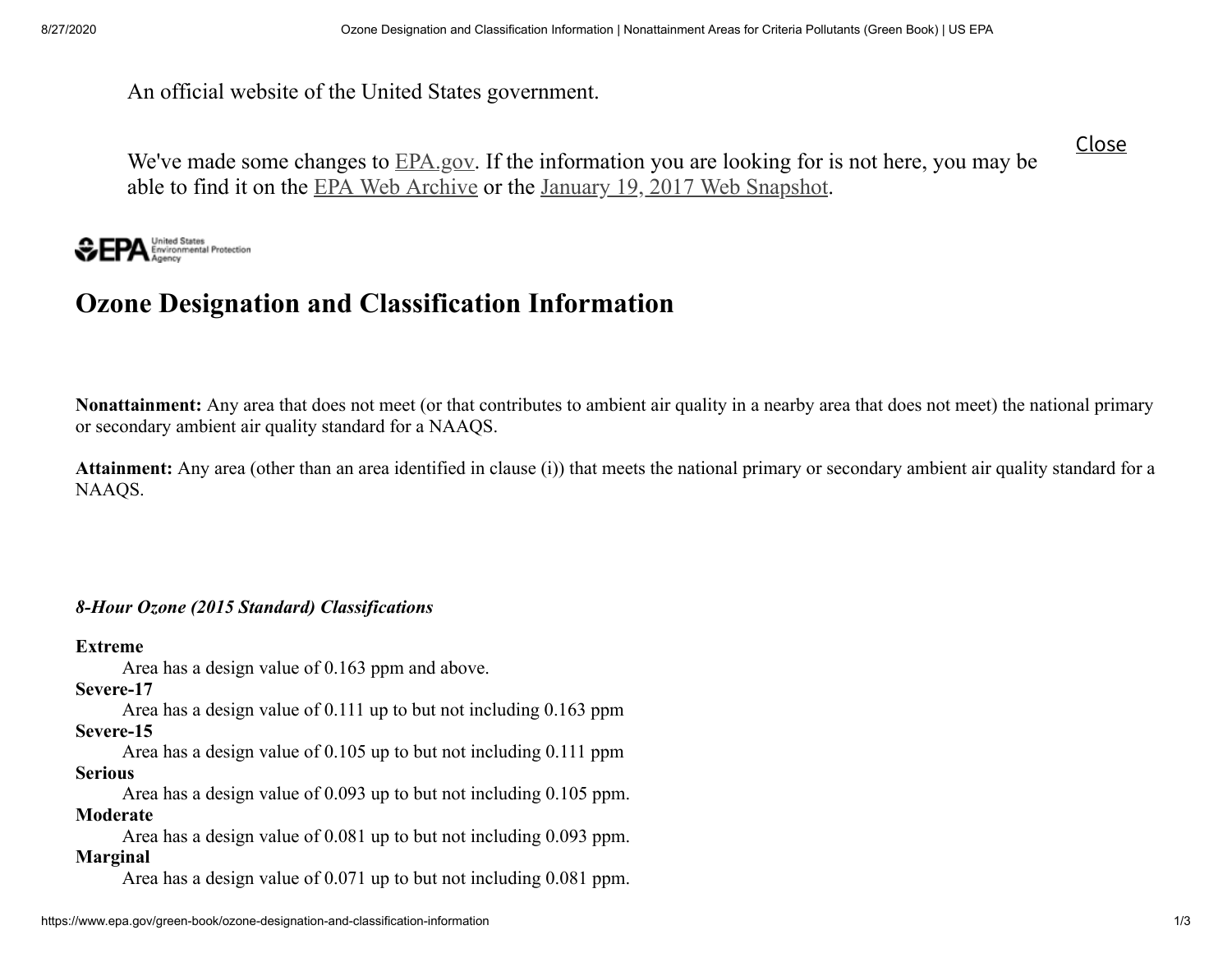An official website of the United States government.

We've made some changes to EPA.gov. If the information you are looking for is not here, you may be able to find it on the EPA Web Archive or the January 19, 2017 Web Snapshot.

Close

# Ozone Designation and Classification Information

**Nonattainment:** Any area that does not meet (or that contributes to ambient air quality in a nearby area that does not meet) the national primary or secondary ambient air quality standard for a NAAQS.

**Attainment:** Any area (other than an area identified in clause (i)) that meets the national primary or secondary ambient air quality standard for a NAAQS.

***8-Hour Ozone (2015 Standard) Classifications***

**Extreme**
: Area has a design value of 0.163 ppm and above.

**Severe-17**
: Area has a design value of 0.111 up to but not including 0.163 ppm

**Severe-15**
: Area has a design value of 0.105 up to but not including 0.111 ppm

**Serious**
: Area has a design value of 0.093 up to but not including 0.105 ppm.

**Moderate**
: Area has a design value of 0.081 up to but not including 0.093 ppm.

**Marginal**
: Area has a design value of 0.071 up to but not including 0.081 ppm.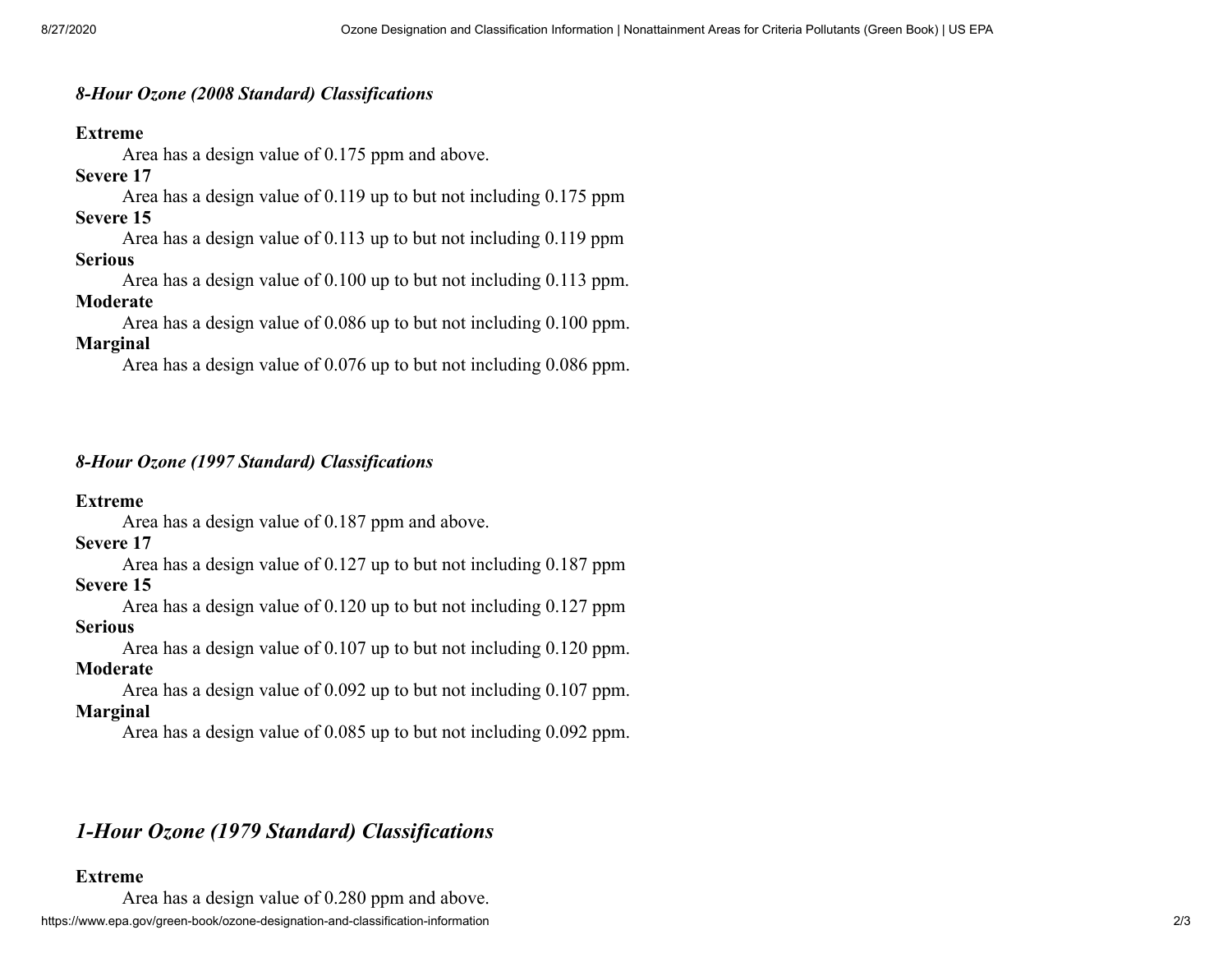### *8-Hour Ozone (2008 Standard) Classifications*

**Extreme**
Area has a design value of 0.175 ppm and above.

**Severe 17**
Area has a design value of 0.119 up to but not including 0.175 ppm

**Severe 15**
Area has a design value of 0.113 up to but not including 0.119 ppm

**Serious**
Area has a design value of 0.100 up to but not including 0.113 ppm.

**Moderate**
Area has a design value of 0.086 up to but not including 0.100 ppm.

**Marginal**
Area has a design value of 0.076 up to but not including 0.086 ppm.

### *8-Hour Ozone (1997 Standard) Classifications*

**Extreme**
Area has a design value of 0.187 ppm and above.

**Severe 17**
Area has a design value of 0.127 up to but not including 0.187 ppm

**Severe 15**
Area has a design value of 0.120 up to but not including 0.127 ppm

**Serious**
Area has a design value of 0.107 up to but not including 0.120 ppm.

**Moderate**
Area has a design value of 0.092 up to but not including 0.107 ppm.

**Marginal**
Area has a design value of 0.085 up to but not including 0.092 ppm.

## *1-Hour Ozone (1979 Standard) Classifications*

**Extreme**
Area has a design value of 0.280 ppm and above.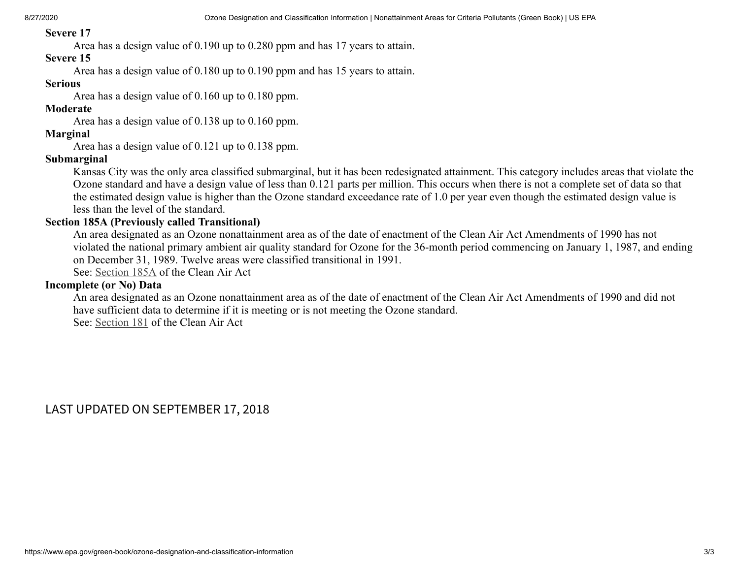**Severe 17**

Area has a design value of 0.190 up to 0.280 ppm and has 17 years to attain.

**Severe 15**

Area has a design value of 0.180 up to 0.190 ppm and has 15 years to attain.

**Serious**

Area has a design value of 0.160 up to 0.180 ppm.

**Moderate**

Area has a design value of 0.138 up to 0.160 ppm.

**Marginal**

Area has a design value of 0.121 up to 0.138 ppm.

**Submarginal**

Kansas City was the only area classified submarginal, but it has been redesignated attainment. This category includes areas that violate the Ozone standard and have a design value of less than 0.121 parts per million. This occurs when there is not a complete set of data so that the estimated design value is higher than the Ozone standard exceedance rate of 1.0 per year even though the estimated design value is less than the level of the standard.

**Section 185A (Previously called Transitional)**

An area designated as an Ozone nonattainment area as of the date of enactment of the Clean Air Act Amendments of 1990 has not violated the national primary ambient air quality standard for Ozone for the 36-month period commencing on January 1, 1987, and ending on December 31, 1989. Twelve areas were classified transitional in 1991.

See: Section 185A of the Clean Air Act

**Incomplete (or No) Data**

An area designated as an Ozone nonattainment area as of the date of enactment of the Clean Air Act Amendments of 1990 and did not have sufficient data to determine if it is meeting or is not meeting the Ozone standard.

See: Section 181 of the Clean Air Act

LAST UPDATED ON SEPTEMBER 17, 2018